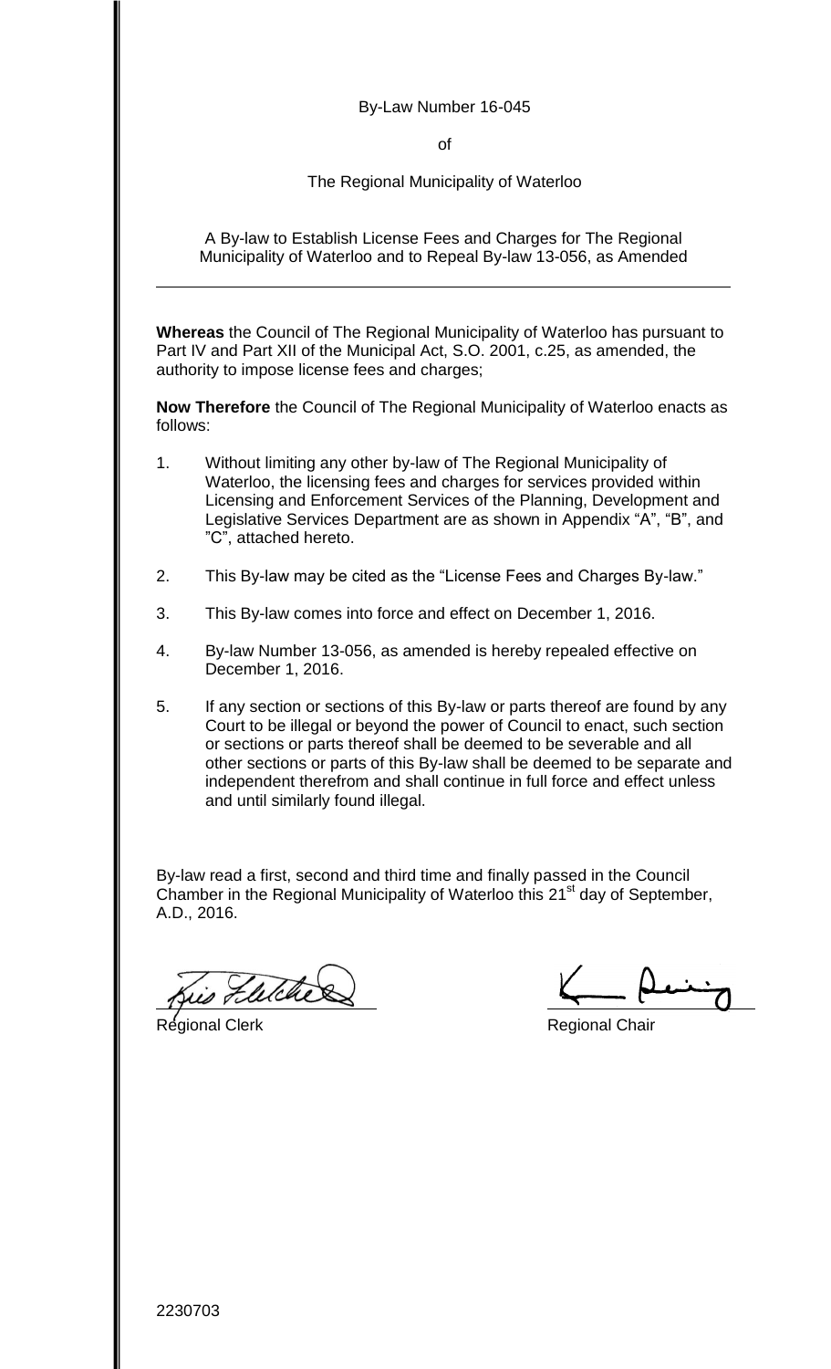By-Law Number 16-045

of

The Regional Municipality of Waterloo

A By-law to Establish License Fees and Charges for The Regional Municipality of Waterloo and to Repeal By-law 13-056, as Amended

---

**Whereas** the Council of The Regional Municipality of Waterloo has pursuant to Part IV and Part XII of the Municipal Act, S.O. 2001, c.25, as amended, the authority to impose license fees and charges;

**Now Therefore** the Council of The Regional Municipality of Waterloo enacts as follows:

1. Without limiting any other by-law of The Regional Municipality of Waterloo, the licensing fees and charges for services provided within Licensing and Enforcement Services of the Planning, Development and Legislative Services Department are as shown in Appendix "A", "B", and "C", attached hereto.

2. This By-law may be cited as the "License Fees and Charges By-law."

3. This By-law comes into force and effect on December 1, 2016.

4. By-law Number 13-056, as amended is hereby repealed effective on December 1, 2016.

5. If any section or sections of this By-law or parts thereof are found by any Court to be illegal or beyond the power of Council to enact, such section or sections or parts thereof shall be deemed to be severable and all other sections or parts of this By-law shall be deemed to be separate and independent therefrom and shall continue in full force and effect unless and until similarly found illegal.

By-law read a first, second and third time and finally passed in the Council Chamber in the Regional Municipality of Waterloo this 21st day of September, A.D., 2016.

Regional Clerk

Regional Chair

2230703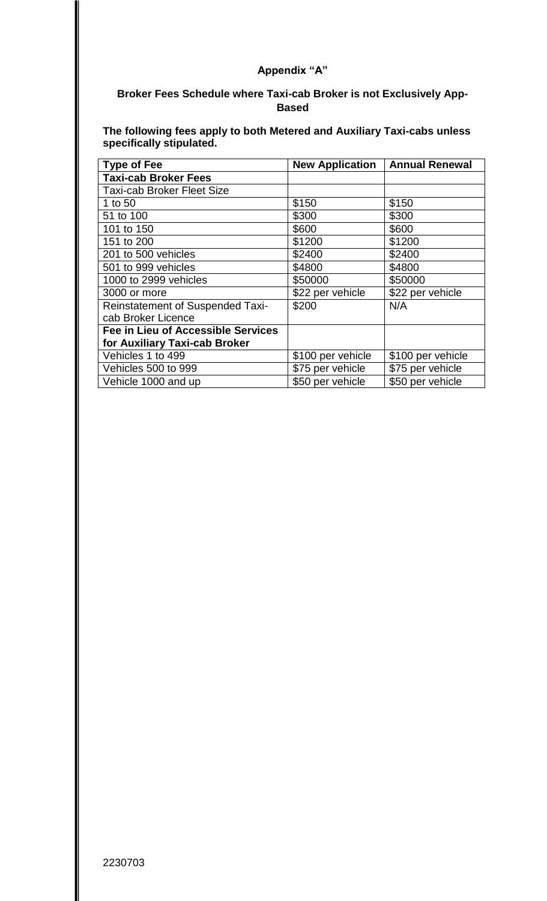## Appendix "A"

### Broker Fees Schedule where Taxi-cab Broker is not Exclusively App-Based

**The following fees apply to both Metered and Auxiliary Taxi-cabs unless specifically stipulated.**

| Type of Fee | New Application | Annual Renewal |
|---|---|---|
| **Taxi-cab Broker Fees** | | |
| Taxi-cab Broker Fleet Size | | |
| 1 to 50 | $150 | $150 |
| 51 to 100 | $300 | $300 |
| 101 to 150 | $600 | $600 |
| 151 to 200 | $1200 | $1200 |
| 201 to 500 vehicles | $2400 | $2400 |
| 501 to 999 vehicles | $4800 | $4800 |
| 1000 to 2999 vehicles | $50000 | $50000 |
| 3000 or more | $22 per vehicle | $22 per vehicle |
| Reinstatement of Suspended Taxi-cab Broker Licence | $200 | N/A |
| **Fee in Lieu of Accessible Services for Auxiliary Taxi-cab Broker** | | |
| Vehicles 1 to 499 | $100 per vehicle | $100 per vehicle |
| Vehicles 500 to 999 | $75 per vehicle | $75 per vehicle |
| Vehicle 1000 and up | $50 per vehicle | $50 per vehicle |

2230703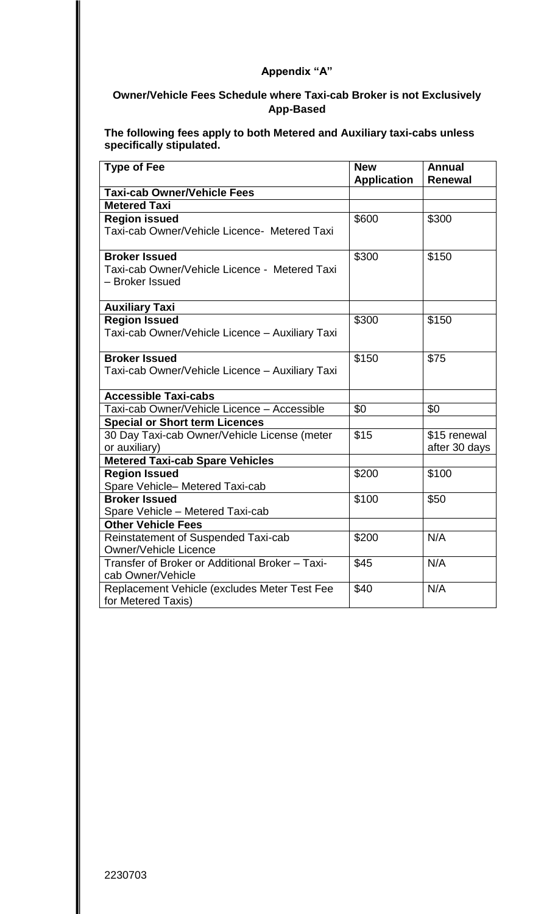# Appendix "A"

## Owner/Vehicle Fees Schedule where Taxi-cab Broker is not Exclusively App-Based

**The following fees apply to both Metered and Auxiliary taxi-cabs unless specifically stipulated.**

| Type of Fee | New Application | Annual Renewal |
|---|---|---|
| **Taxi-cab Owner/Vehicle Fees** | | |
| **Metered Taxi** | | |
| **Region issued**<br>Taxi-cab Owner/Vehicle Licence- Metered Taxi | $600 | $300 |
| **Broker Issued**<br>Taxi-cab Owner/Vehicle Licence - Metered Taxi – Broker Issued | $300 | $150 |
| **Auxiliary Taxi** | | |
| **Region Issued**<br>Taxi-cab Owner/Vehicle Licence – Auxiliary Taxi | $300 | $150 |
| **Broker Issued**<br>Taxi-cab Owner/Vehicle Licence – Auxiliary Taxi | $150 | $75 |
| **Accessible Taxi-cabs** | | |
| Taxi-cab Owner/Vehicle Licence – Accessible | $0 | $0 |
| **Special or Short term Licences** | | |
| 30 Day Taxi-cab Owner/Vehicle License (meter or auxiliary) | $15 | $15 renewal after 30 days |
| **Metered Taxi-cab Spare Vehicles** | | |
| **Region Issued**<br>Spare Vehicle– Metered Taxi-cab | $200 | $100 |
| **Broker Issued**<br>Spare Vehicle – Metered Taxi-cab | $100 | $50 |
| **Other Vehicle Fees** | | |
| Reinstatement of Suspended Taxi-cab Owner/Vehicle Licence | $200 | N/A |
| Transfer of Broker or Additional Broker – Taxi-cab Owner/Vehicle | $45 | N/A |
| Replacement Vehicle (excludes Meter Test Fee for Metered Taxis) | $40 | N/A |

2230703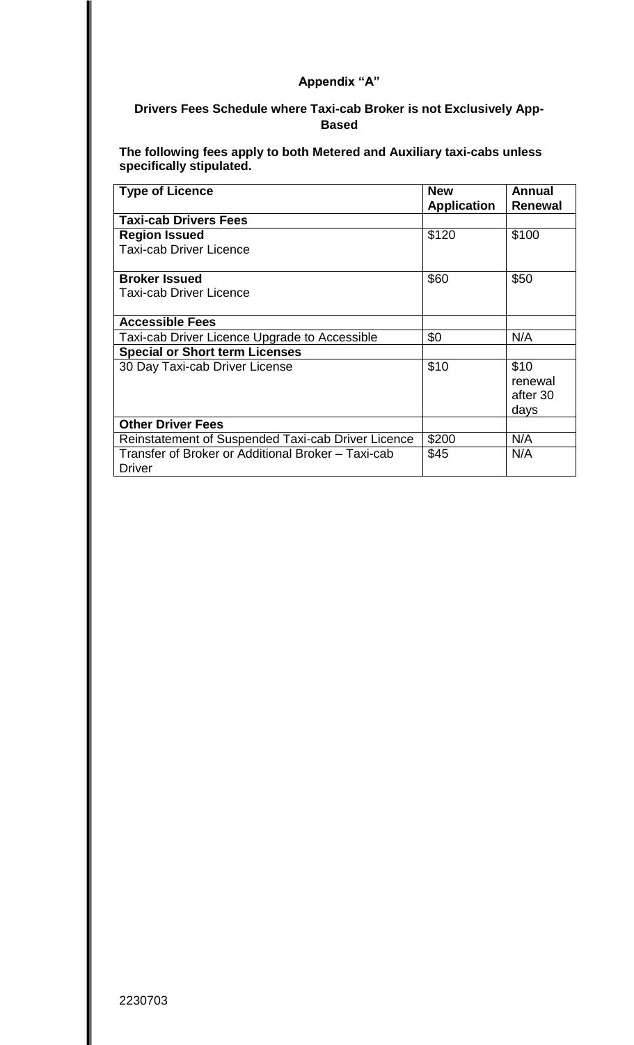## Appendix "A"

### Drivers Fees Schedule where Taxi-cab Broker is not Exclusively App-Based

**The following fees apply to both Metered and Auxiliary taxi-cabs unless specifically stipulated.**

| Type of Licence | New Application | Annual Renewal |
|---|---|---|
| **Taxi-cab Drivers Fees** | | |
| **Region Issued** Taxi-cab Driver Licence | \$120 | \$100 |
| **Broker Issued** Taxi-cab Driver Licence | \$60 | \$50 |
| **Accessible Fees** | | |
| Taxi-cab Driver Licence Upgrade to Accessible | \$0 | N/A |
| **Special or Short term Licenses** | | |
| 30 Day Taxi-cab Driver License | \$10 | \$10 renewal after 30 days |
| **Other Driver Fees** | | |
| Reinstatement of Suspended Taxi-cab Driver Licence | \$200 | N/A |
| Transfer of Broker or Additional Broker – Taxi-cab Driver | \$45 | N/A |

2230703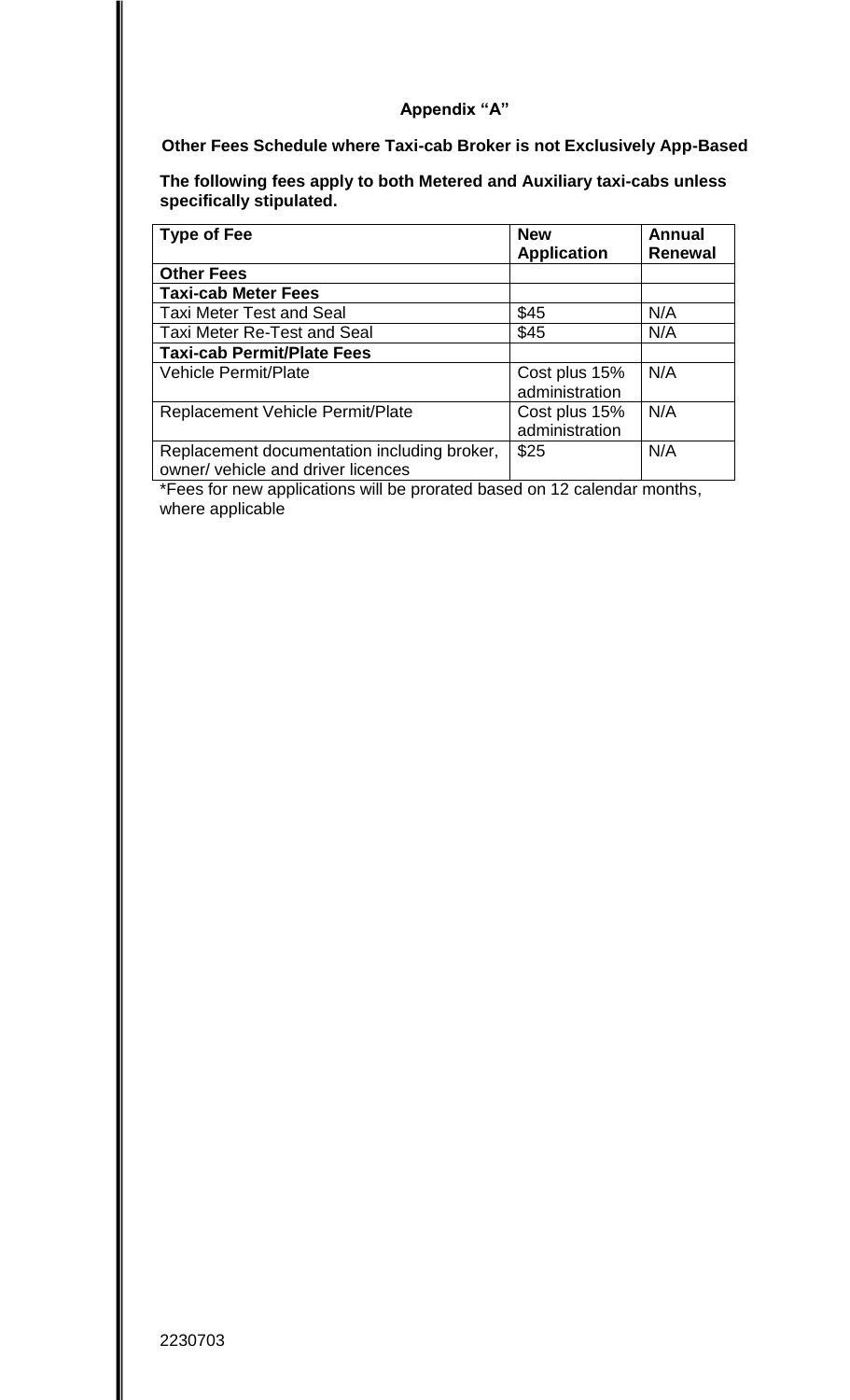## Appendix "A"

**Other Fees Schedule where Taxi-cab Broker is not Exclusively App-Based**

**The following fees apply to both Metered and Auxiliary taxi-cabs unless specifically stipulated.**

| Type of Fee | New Application | Annual Renewal |
|---|---|---|
| **Other Fees** | | |
| **Taxi-cab Meter Fees** | | |
| Taxi Meter Test and Seal | $45 | N/A |
| Taxi Meter Re-Test and Seal | $45 | N/A |
| **Taxi-cab Permit/Plate Fees** | | |
| Vehicle Permit/Plate | Cost plus 15% administration | N/A |
| Replacement Vehicle Permit/Plate | Cost plus 15% administration | N/A |
| Replacement documentation including broker, owner/ vehicle and driver licences | $25 | N/A |

*Fees for new applications will be prorated based on 12 calendar months, where applicable

2230703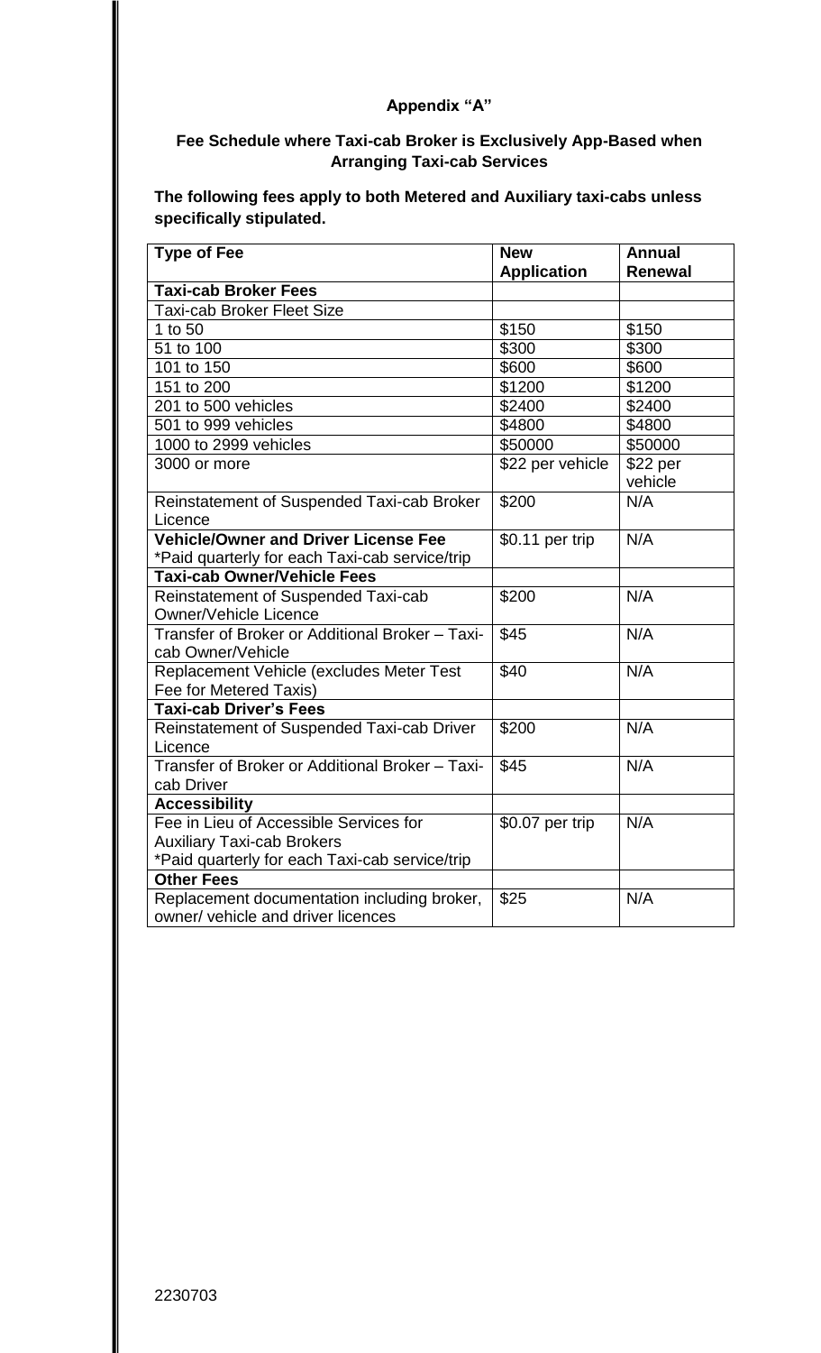# Appendix "A"

## Fee Schedule where Taxi-cab Broker is Exclusively App-Based when Arranging Taxi-cab Services

**The following fees apply to both Metered and Auxiliary taxi-cabs unless specifically stipulated.**

| Type of Fee | New Application | Annual Renewal |
|---|---|---|
| **Taxi-cab Broker Fees** | | |
| Taxi-cab Broker Fleet Size | | |
| 1 to 50 | $150 | $150 |
| 51 to 100 | $300 | $300 |
| 101 to 150 | $600 | $600 |
| 151 to 200 | $1200 | $1200 |
| 201 to 500 vehicles | $2400 | $2400 |
| 501 to 999 vehicles | $4800 | $4800 |
| 1000 to 2999 vehicles | $50000 | $50000 |
| 3000 or more | $22 per vehicle | $22 per vehicle |
| Reinstatement of Suspended Taxi-cab Broker Licence | $200 | N/A |
| **Vehicle/Owner and Driver License Fee** *Paid quarterly for each Taxi-cab service/trip | $0.11 per trip | N/A |
| **Taxi-cab Owner/Vehicle Fees** | | |
| Reinstatement of Suspended Taxi-cab Owner/Vehicle Licence | $200 | N/A |
| Transfer of Broker or Additional Broker – Taxi-cab Owner/Vehicle | $45 | N/A |
| Replacement Vehicle (excludes Meter Test Fee for Metered Taxis) | $40 | N/A |
| **Taxi-cab Driver's Fees** | | |
| Reinstatement of Suspended Taxi-cab Driver Licence | $200 | N/A |
| Transfer of Broker or Additional Broker – Taxi-cab Driver | $45 | N/A |
| **Accessibility** | | |
| Fee in Lieu of Accessible Services for Auxiliary Taxi-cab Brokers *Paid quarterly for each Taxi-cab service/trip | $0.07 per trip | N/A |
| **Other Fees** | | |
| Replacement documentation including broker, owner/ vehicle and driver licences | $25 | N/A |

2230703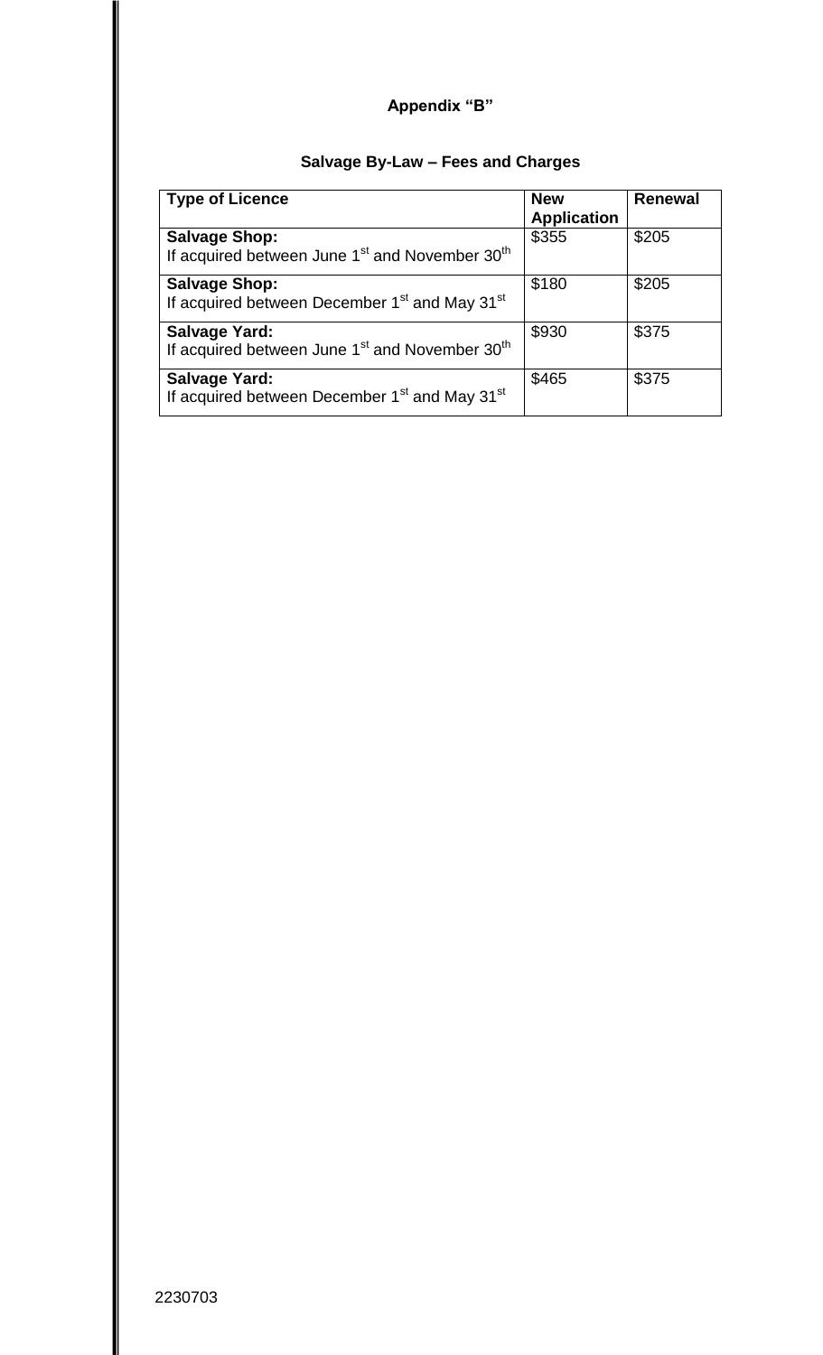## Appendix "B"

### Salvage By-Law – Fees and Charges

| Type of Licence | New Application | Renewal |
|---|---|---|
| **Salvage Shop:** If acquired between June 1st and November 30th | $355 | $205 |
| **Salvage Shop:** If acquired between December 1st and May 31st | $180 | $205 |
| **Salvage Yard:** If acquired between June 1st and November 30th | $930 | $375 |
| **Salvage Yard:** If acquired between December 1st and May 31st | $465 | $375 |

2230703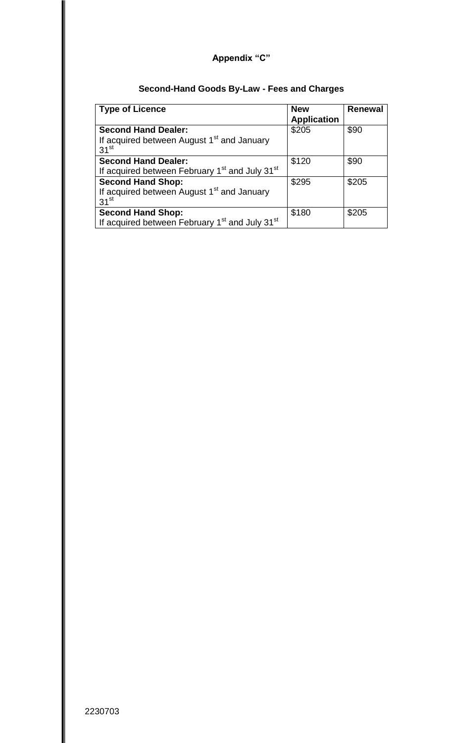**Appendix "C"**

**Second-Hand Goods By-Law - Fees and Charges**

| Type of Licence | New Application | Renewal |
|---|---|---|
| **Second Hand Dealer:** If acquired between August 1st and January 31st | $205 | $90 |
| **Second Hand Dealer:** If acquired between February 1st and July 31st | $120 | $90 |
| **Second Hand Shop:** If acquired between August 1st and January 31st | $295 | $205 |
| **Second Hand Shop:** If acquired between February 1st and July 31st | $180 | $205 |

2230703